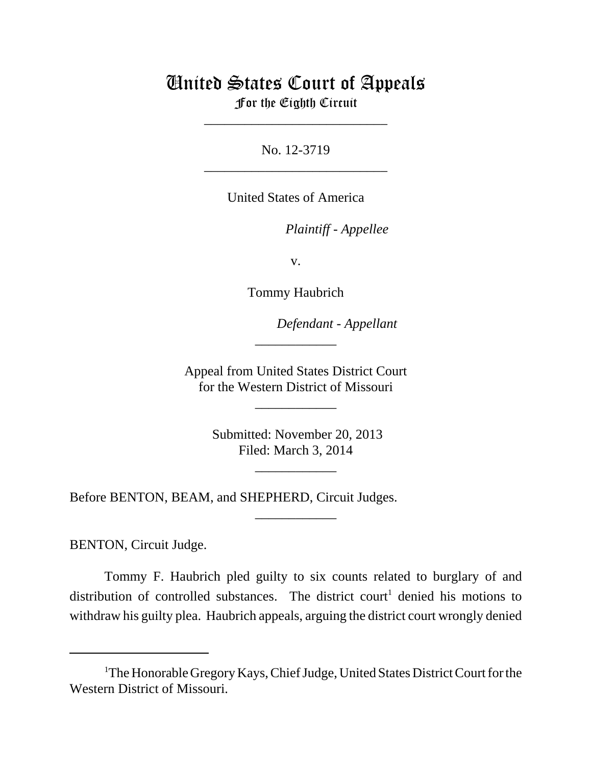# United States Court of Appeals
For the Eighth Circuit

---

No. 12-3719

---

United States of America

*Plaintiff - Appellee*

v.

Tommy Haubrich

*Defendant - Appellant*

---

Appeal from United States District Court
for the Western District of Missouri

---

Submitted: November 20, 2013
Filed: March 3, 2014

---

Before BENTON, BEAM, and SHEPHERD, Circuit Judges.

---

BENTON, Circuit Judge.

Tommy F. Haubrich pled guilty to six counts related to burglary of and distribution of controlled substances. The district court[1] denied his motions to withdraw his guilty plea. Haubrich appeals, arguing the district court wrongly denied

---

[1]The Honorable Gregory Kays, Chief Judge, United States District Court for the Western District of Missouri.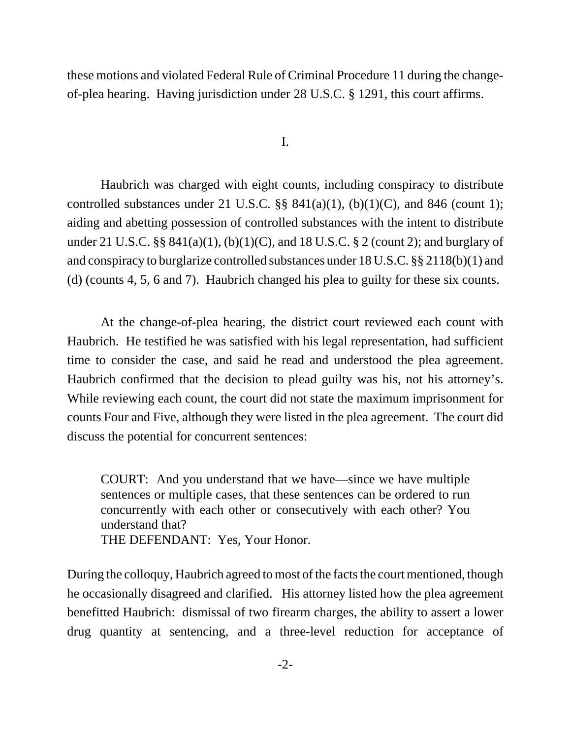these motions and violated Federal Rule of Criminal Procedure 11 during the change-of-plea hearing. Having jurisdiction under 28 U.S.C. § 1291, this court affirms.

I.

Haubrich was charged with eight counts, including conspiracy to distribute controlled substances under 21 U.S.C. §§ 841(a)(1), (b)(1)(C), and 846 (count 1); aiding and abetting possession of controlled substances with the intent to distribute under 21 U.S.C. §§ 841(a)(1), (b)(1)(C), and 18 U.S.C. § 2 (count 2); and burglary of and conspiracy to burglarize controlled substances under 18 U.S.C. §§ 2118(b)(1) and (d) (counts 4, 5, 6 and 7). Haubrich changed his plea to guilty for these six counts.

At the change-of-plea hearing, the district court reviewed each count with Haubrich. He testified he was satisfied with his legal representation, had sufficient time to consider the case, and said he read and understood the plea agreement. Haubrich confirmed that the decision to plead guilty was his, not his attorney's. While reviewing each count, the court did not state the maximum imprisonment for counts Four and Five, although they were listed in the plea agreement. The court did discuss the potential for concurrent sentences:

> COURT: And you understand that we have—since we have multiple sentences or multiple cases, that these sentences can be ordered to run concurrently with each other or consecutively with each other? You understand that?
> THE DEFENDANT: Yes, Your Honor.

During the colloquy, Haubrich agreed to most of the facts the court mentioned, though he occasionally disagreed and clarified. His attorney listed how the plea agreement benefitted Haubrich: dismissal of two firearm charges, the ability to assert a lower drug quantity at sentencing, and a three-level reduction for acceptance of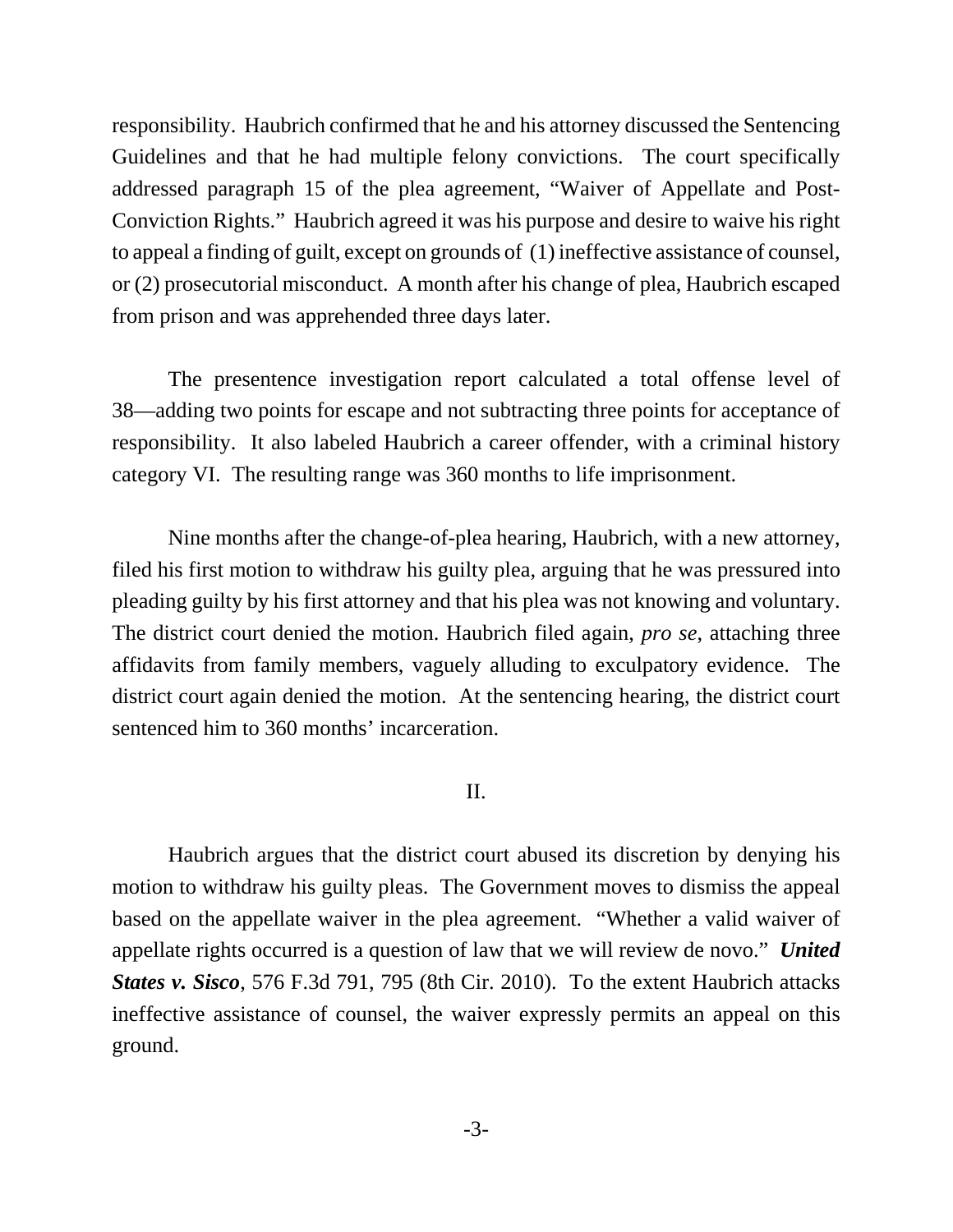responsibility. Haubrich confirmed that he and his attorney discussed the Sentencing Guidelines and that he had multiple felony convictions. The court specifically addressed paragraph 15 of the plea agreement, "Waiver of Appellate and Post-Conviction Rights." Haubrich agreed it was his purpose and desire to waive his right to appeal a finding of guilt, except on grounds of (1) ineffective assistance of counsel, or (2) prosecutorial misconduct. A month after his change of plea, Haubrich escaped from prison and was apprehended three days later.

The presentence investigation report calculated a total offense level of 38—adding two points for escape and not subtracting three points for acceptance of responsibility. It also labeled Haubrich a career offender, with a criminal history category VI. The resulting range was 360 months to life imprisonment.

Nine months after the change-of-plea hearing, Haubrich, with a new attorney, filed his first motion to withdraw his guilty plea, arguing that he was pressured into pleading guilty by his first attorney and that his plea was not knowing and voluntary. The district court denied the motion. Haubrich filed again, *pro se*, attaching three affidavits from family members, vaguely alluding to exculpatory evidence. The district court again denied the motion. At the sentencing hearing, the district court sentenced him to 360 months' incarceration.

## II.

Haubrich argues that the district court abused its discretion by denying his motion to withdraw his guilty pleas. The Government moves to dismiss the appeal based on the appellate waiver in the plea agreement. "Whether a valid waiver of appellate rights occurred is a question of law that we will review de novo." ***United States v. Sisco***, 576 F.3d 791, 795 (8th Cir. 2010). To the extent Haubrich attacks ineffective assistance of counsel, the waiver expressly permits an appeal on this ground.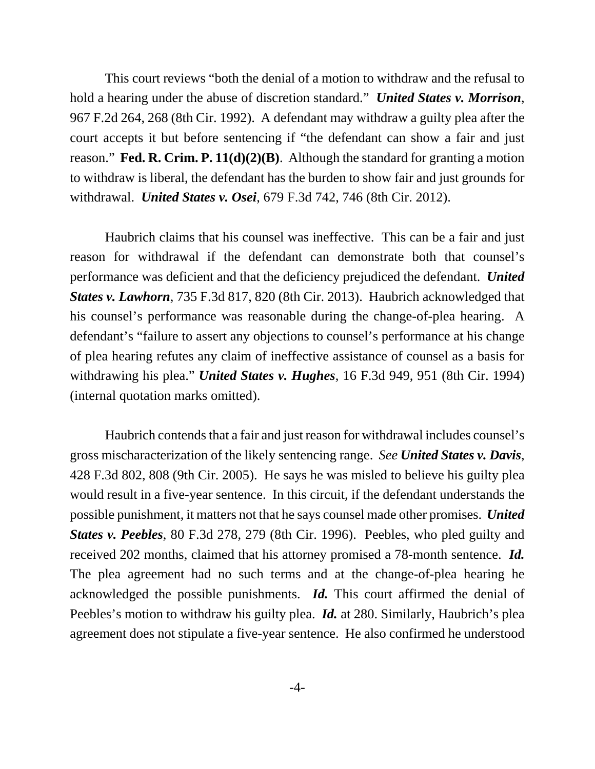This court reviews "both the denial of a motion to withdraw and the refusal to hold a hearing under the abuse of discretion standard." ***United States v. Morrison***, 967 F.2d 264, 268 (8th Cir. 1992). A defendant may withdraw a guilty plea after the court accepts it but before sentencing if "the defendant can show a fair and just reason." **Fed. R. Crim. P. 11(d)(2)(B)**. Although the standard for granting a motion to withdraw is liberal, the defendant has the burden to show fair and just grounds for withdrawal. ***United States v. Osei***, 679 F.3d 742, 746 (8th Cir. 2012).

Haubrich claims that his counsel was ineffective. This can be a fair and just reason for withdrawal if the defendant can demonstrate both that counsel's performance was deficient and that the deficiency prejudiced the defendant. ***United States v. Lawhorn***, 735 F.3d 817, 820 (8th Cir. 2013). Haubrich acknowledged that his counsel's performance was reasonable during the change-of-plea hearing. A defendant's "failure to assert any objections to counsel's performance at his change of plea hearing refutes any claim of ineffective assistance of counsel as a basis for withdrawing his plea." ***United States v. Hughes***, 16 F.3d 949, 951 (8th Cir. 1994) (internal quotation marks omitted).

Haubrich contends that a fair and just reason for withdrawal includes counsel's gross mischaracterization of the likely sentencing range. *See* ***United States v. Davis***, 428 F.3d 802, 808 (9th Cir. 2005). He says he was misled to believe his guilty plea would result in a five-year sentence. In this circuit, if the defendant understands the possible punishment, it matters not that he says counsel made other promises. ***United States v. Peebles***, 80 F.3d 278, 279 (8th Cir. 1996). Peebles, who pled guilty and received 202 months, claimed that his attorney promised a 78-month sentence. ***Id.*** The plea agreement had no such terms and at the change-of-plea hearing he acknowledged the possible punishments. ***Id.*** This court affirmed the denial of Peebles's motion to withdraw his guilty plea. ***Id.*** at 280. Similarly, Haubrich's plea agreement does not stipulate a five-year sentence. He also confirmed he understood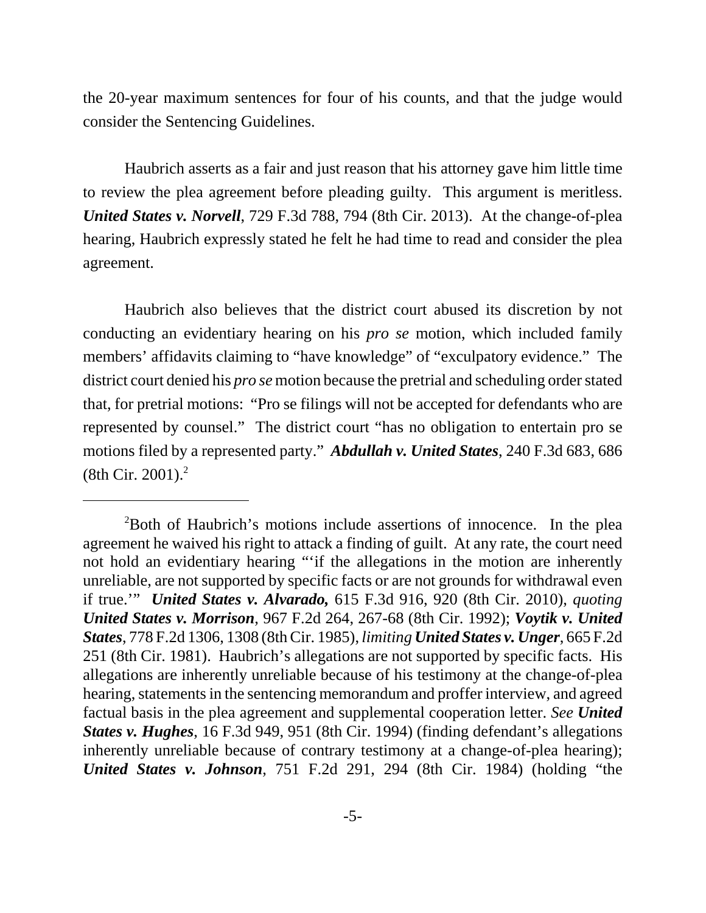the 20-year maximum sentences for four of his counts, and that the judge would consider the Sentencing Guidelines.

Haubrich asserts as a fair and just reason that his attorney gave him little time to review the plea agreement before pleading guilty. This argument is meritless. ***United States v. Norvell***, 729 F.3d 788, 794 (8th Cir. 2013). At the change-of-plea hearing, Haubrich expressly stated he felt he had time to read and consider the plea agreement.

Haubrich also believes that the district court abused its discretion by not conducting an evidentiary hearing on his *pro se* motion, which included family members' affidavits claiming to "have knowledge" of "exculpatory evidence." The district court denied his *pro se* motion because the pretrial and scheduling order stated that, for pretrial motions: "Pro se filings will not be accepted for defendants who are represented by counsel." The district court "has no obligation to entertain pro se motions filed by a represented party." ***Abdullah v. United States***, 240 F.3d 683, 686 (8th Cir. 2001).[2]

---

[2]Both of Haubrich's motions include assertions of innocence. In the plea agreement he waived his right to attack a finding of guilt. At any rate, the court need not hold an evidentiary hearing "'if the allegations in the motion are inherently unreliable, are not supported by specific facts or are not grounds for withdrawal even if true.'" ***United States v. Alvarado,*** 615 F.3d 916, 920 (8th Cir. 2010), *quoting* ***United States v. Morrison***, 967 F.2d 264, 267-68 (8th Cir. 1992); ***Voytik v. United States***, 778 F.2d 1306, 1308 (8th Cir. 1985), *limiting* ***United States v. Unger***, 665 F.2d 251 (8th Cir. 1981). Haubrich's allegations are not supported by specific facts. His allegations are inherently unreliable because of his testimony at the change-of-plea hearing, statements in the sentencing memorandum and proffer interview, and agreed factual basis in the plea agreement and supplemental cooperation letter. *See* ***United States v. Hughes***, 16 F.3d 949, 951 (8th Cir. 1994) (finding defendant's allegations inherently unreliable because of contrary testimony at a change-of-plea hearing); ***United States v. Johnson***, 751 F.2d 291, 294 (8th Cir. 1984) (holding "the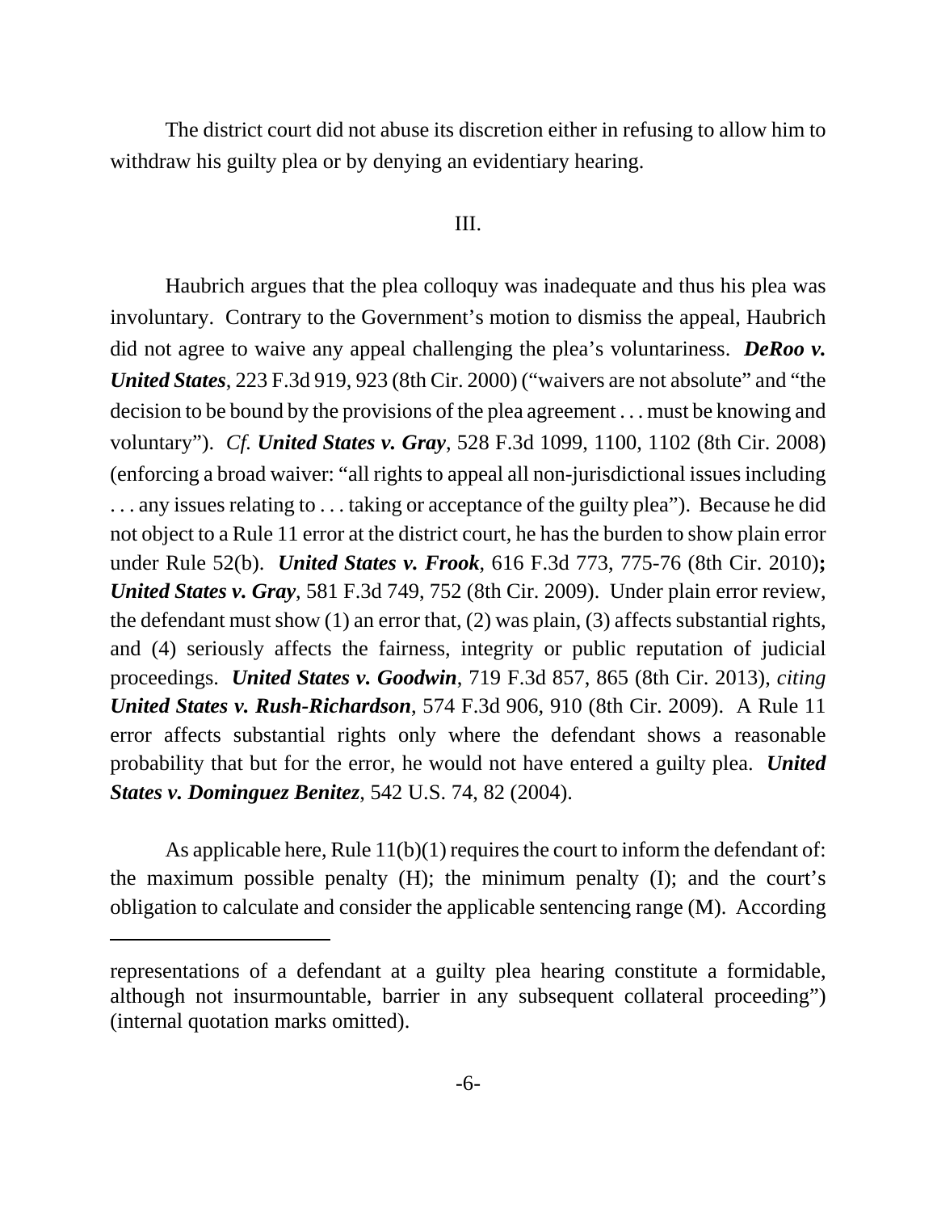The district court did not abuse its discretion either in refusing to allow him to withdraw his guilty plea or by denying an evidentiary hearing.

III.

Haubrich argues that the plea colloquy was inadequate and thus his plea was involuntary. Contrary to the Government's motion to dismiss the appeal, Haubrich did not agree to waive any appeal challenging the plea's voluntariness. ***DeRoo v. United States***, 223 F.3d 919, 923 (8th Cir. 2000) ("waivers are not absolute" and "the decision to be bound by the provisions of the plea agreement . . . must be knowing and voluntary"). *Cf.* ***United States v. Gray***, 528 F.3d 1099, 1100, 1102 (8th Cir. 2008) (enforcing a broad waiver: "all rights to appeal all non-jurisdictional issues including . . . any issues relating to . . . taking or acceptance of the guilty plea"). Because he did not object to a Rule 11 error at the district court, he has the burden to show plain error under Rule 52(b). ***United States v. Frook***, 616 F.3d 773, 775-76 (8th Cir. 2010)**;** ***United States v. Gray***, 581 F.3d 749, 752 (8th Cir. 2009). Under plain error review, the defendant must show (1) an error that, (2) was plain, (3) affects substantial rights, and (4) seriously affects the fairness, integrity or public reputation of judicial proceedings. ***United States v. Goodwin***, 719 F.3d 857, 865 (8th Cir. 2013), *citing* ***United States v. Rush-Richardson***, 574 F.3d 906, 910 (8th Cir. 2009). A Rule 11 error affects substantial rights only where the defendant shows a reasonable probability that but for the error, he would not have entered a guilty plea. ***United States v. Dominguez Benitez***, 542 U.S. 74, 82 (2004).

As applicable here, Rule 11(b)(1) requires the court to inform the defendant of: the maximum possible penalty (H); the minimum penalty (I); and the court's obligation to calculate and consider the applicable sentencing range (M). According

---

representations of a defendant at a guilty plea hearing constitute a formidable, although not insurmountable, barrier in any subsequent collateral proceeding") (internal quotation marks omitted).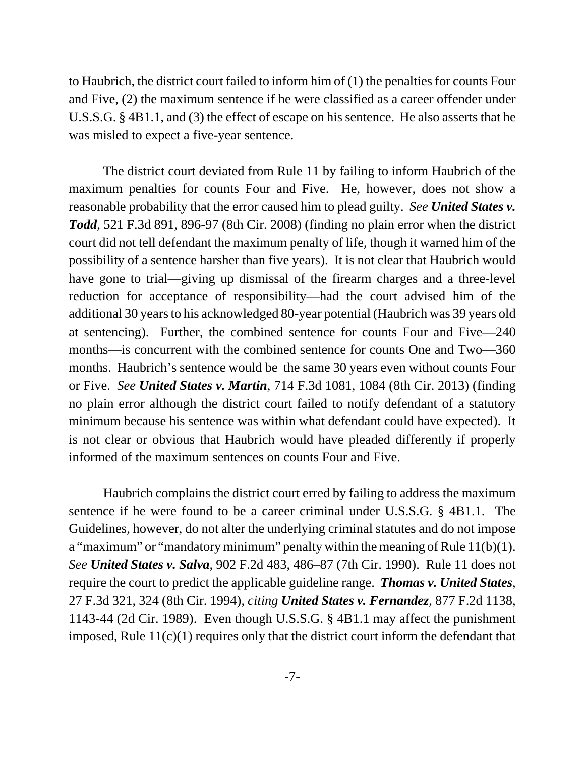to Haubrich, the district court failed to inform him of (1) the penalties for counts Four and Five, (2) the maximum sentence if he were classified as a career offender under U.S.S.G. § 4B1.1, and (3) the effect of escape on his sentence. He also asserts that he was misled to expect a five-year sentence.

The district court deviated from Rule 11 by failing to inform Haubrich of the maximum penalties for counts Four and Five. He, however, does not show a reasonable probability that the error caused him to plead guilty. *See* ***United States v. Todd***, 521 F.3d 891, 896-97 (8th Cir. 2008) (finding no plain error when the district court did not tell defendant the maximum penalty of life, though it warned him of the possibility of a sentence harsher than five years). It is not clear that Haubrich would have gone to trial—giving up dismissal of the firearm charges and a three-level reduction for acceptance of responsibility—had the court advised him of the additional 30 years to his acknowledged 80-year potential (Haubrich was 39 years old at sentencing). Further, the combined sentence for counts Four and Five—240 months—is concurrent with the combined sentence for counts One and Two—360 months. Haubrich's sentence would be the same 30 years even without counts Four or Five. *See* ***United States v. Martin***, 714 F.3d 1081, 1084 (8th Cir. 2013) (finding no plain error although the district court failed to notify defendant of a statutory minimum because his sentence was within what defendant could have expected). It is not clear or obvious that Haubrich would have pleaded differently if properly informed of the maximum sentences on counts Four and Five.

Haubrich complains the district court erred by failing to address the maximum sentence if he were found to be a career criminal under U.S.S.G. § 4B1.1. The Guidelines, however, do not alter the underlying criminal statutes and do not impose a "maximum" or "mandatory minimum" penalty within the meaning of Rule 11(b)(1). *See* ***United States v. Salva***, 902 F.2d 483, 486–87 (7th Cir. 1990). Rule 11 does not require the court to predict the applicable guideline range. ***Thomas v. United States***, 27 F.3d 321, 324 (8th Cir. 1994), *citing* ***United States v. Fernandez***, 877 F.2d 1138, 1143-44 (2d Cir. 1989). Even though U.S.S.G. § 4B1.1 may affect the punishment imposed, Rule 11(c)(1) requires only that the district court inform the defendant that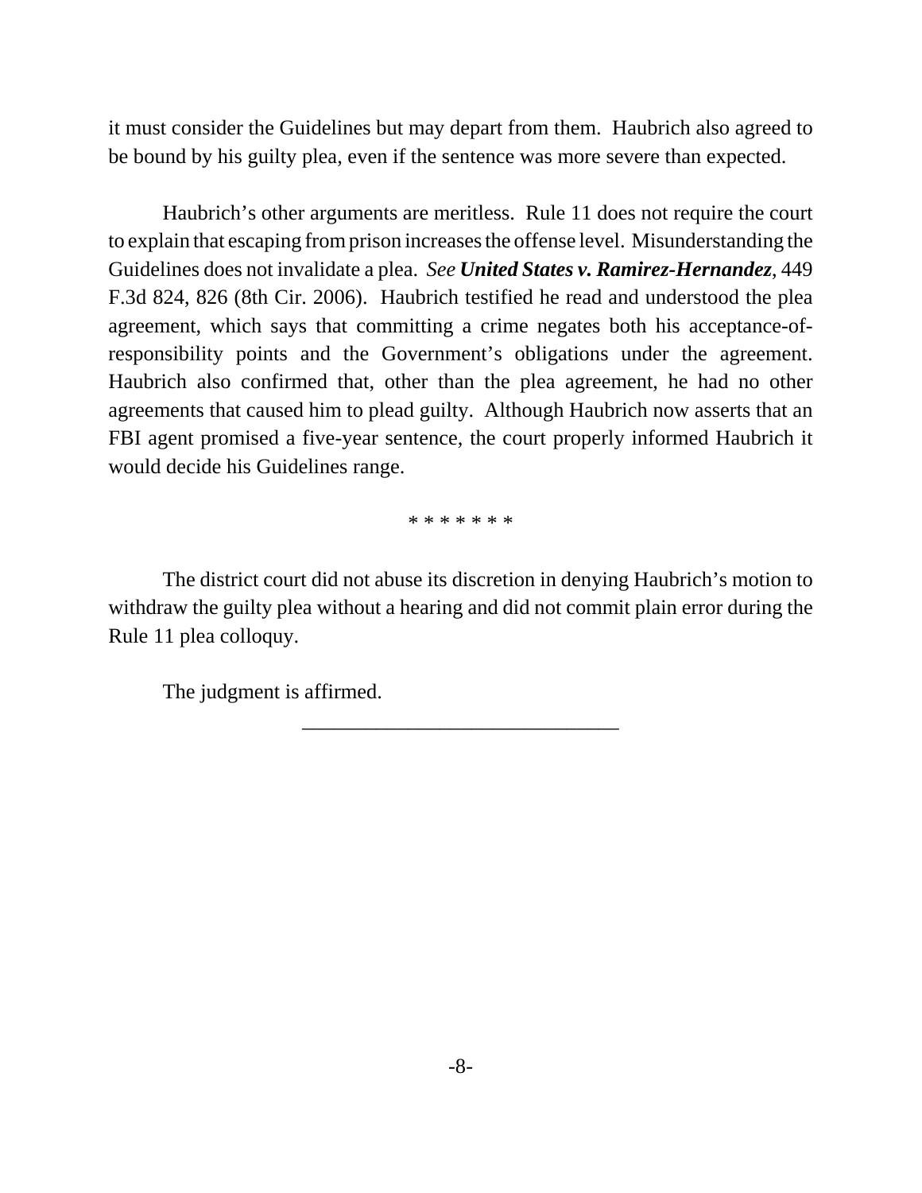it must consider the Guidelines but may depart from them. Haubrich also agreed to be bound by his guilty plea, even if the sentence was more severe than expected.

Haubrich's other arguments are meritless. Rule 11 does not require the court to explain that escaping from prison increases the offense level. Misunderstanding the Guidelines does not invalidate a plea. *See* ***United States v. Ramirez-Hernandez***, 449 F.3d 824, 826 (8th Cir. 2006). Haubrich testified he read and understood the plea agreement, which says that committing a crime negates both his acceptance-of-responsibility points and the Government's obligations under the agreement. Haubrich also confirmed that, other than the plea agreement, he had no other agreements that caused him to plead guilty. Although Haubrich now asserts that an FBI agent promised a five-year sentence, the court properly informed Haubrich it would decide his Guidelines range.

\* \* \* \* \* \* \*

The district court did not abuse its discretion in denying Haubrich's motion to withdraw the guilty plea without a hearing and did not commit plain error during the Rule 11 plea colloquy.

The judgment is affirmed.

______________________________